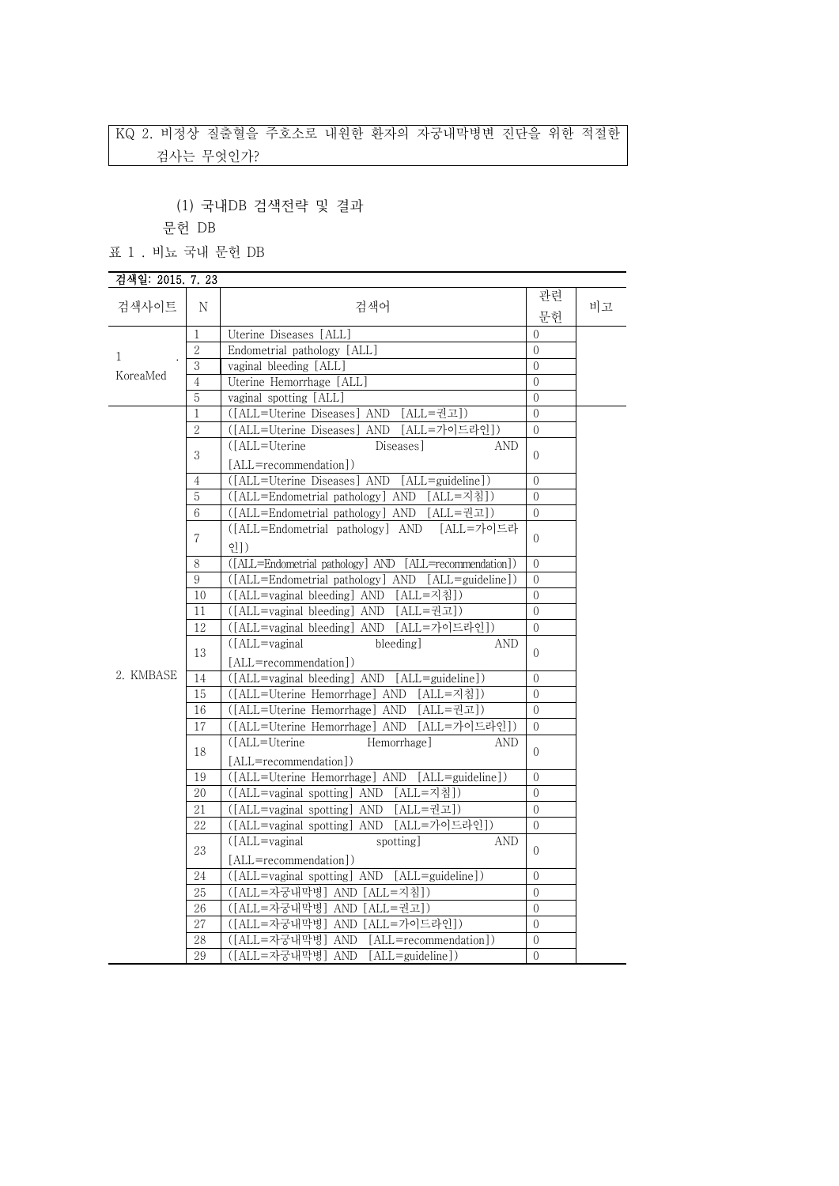KQ 2. 비정상 질출혈을 주호소로 내원한 환자의 자궁내막병변 진단을 위한 적절한 검사는 무엇인가?

(1) 국내DB 검색전략 및 결과

문헌 DB

표 1 . 비뇨 국내 문헌 DB

**검색일: 2015. 7. 23**

| 검색사이트 | N | 검색어 | 관련 문헌 | 비고 |
|---|---|---|---|---|
| 1. KoreaMed | 1 | Uterine Diseases [ALL] | 0 | |
| | 2 | Endometrial pathology [ALL] | 0 | |
| | 3 | vaginal bleeding [ALL] | 0 | |
| | 4 | Uterine Hemorrhage [ALL] | 0 | |
| | 5 | vaginal spotting [ALL] | 0 | |
| 2. KMBASE | 1 | ([ALL=Uterine Diseases] AND [ALL=권고]) | 0 | |
| | 2 | ([ALL=Uterine Diseases] AND [ALL=가이드라인]) | 0 | |
| | 3 | ([ALL=Uterine Diseases] AND [ALL=recommendation]) | 0 | |
| | 4 | ([ALL=Uterine Diseases] AND [ALL=guideline]) | 0 | |
| | 5 | ([ALL=Endometrial pathology] AND [ALL=지침]) | 0 | |
| | 6 | ([ALL=Endometrial pathology] AND [ALL=권고]) | 0 | |
| | 7 | ([ALL=Endometrial pathology] AND [ALL=가이드라인]) | 0 | |
| | 8 | ([ALL=Endometrial pathology] AND [ALL=recommendation]) | 0 | |
| | 9 | ([ALL=Endometrial pathology] AND [ALL=guideline]) | 0 | |
| | 10 | ([ALL=vaginal bleeding] AND [ALL=지침]) | 0 | |
| | 11 | ([ALL=vaginal bleeding] AND [ALL=권고]) | 0 | |
| | 12 | ([ALL=vaginal bleeding] AND [ALL=가이드라인]) | 0 | |
| | 13 | ([ALL=vaginal bleeding] AND [ALL=recommendation]) | 0 | |
| | 14 | ([ALL=vaginal bleeding] AND [ALL=guideline]) | 0 | |
| | 15 | ([ALL=Uterine Hemorrhage] AND [ALL=지침]) | 0 | |
| | 16 | ([ALL=Uterine Hemorrhage] AND [ALL=권고]) | 0 | |
| | 17 | ([ALL=Uterine Hemorrhage] AND [ALL=가이드라인]) | 0 | |
| | 18 | ([ALL=Uterine Hemorrhage] AND [ALL=recommendation]) | 0 | |
| | 19 | ([ALL=Uterine Hemorrhage] AND [ALL=guideline]) | 0 | |
| | 20 | ([ALL=vaginal spotting] AND [ALL=지침]) | 0 | |
| | 21 | ([ALL=vaginal spotting] AND [ALL=권고]) | 0 | |
| | 22 | ([ALL=vaginal spotting] AND [ALL=가이드라인]) | 0 | |
| | 23 | ([ALL=vaginal spotting] AND [ALL=recommendation]) | 0 | |
| | 24 | ([ALL=vaginal spotting] AND [ALL=guideline]) | 0 | |
| | 25 | ([ALL=자궁내막병] AND [ALL=지침]) | 0 | |
| | 26 | ([ALL=자궁내막병] AND [ALL=권고]) | 0 | |
| | 27 | ([ALL=자궁내막병] AND [ALL=가이드라인]) | 0 | |
| | 28 | ([ALL=자궁내막병] AND [ALL=recommendation]) | 0 | |
| | 29 | ([ALL=자궁내막병] AND [ALL=guideline]) | 0 | |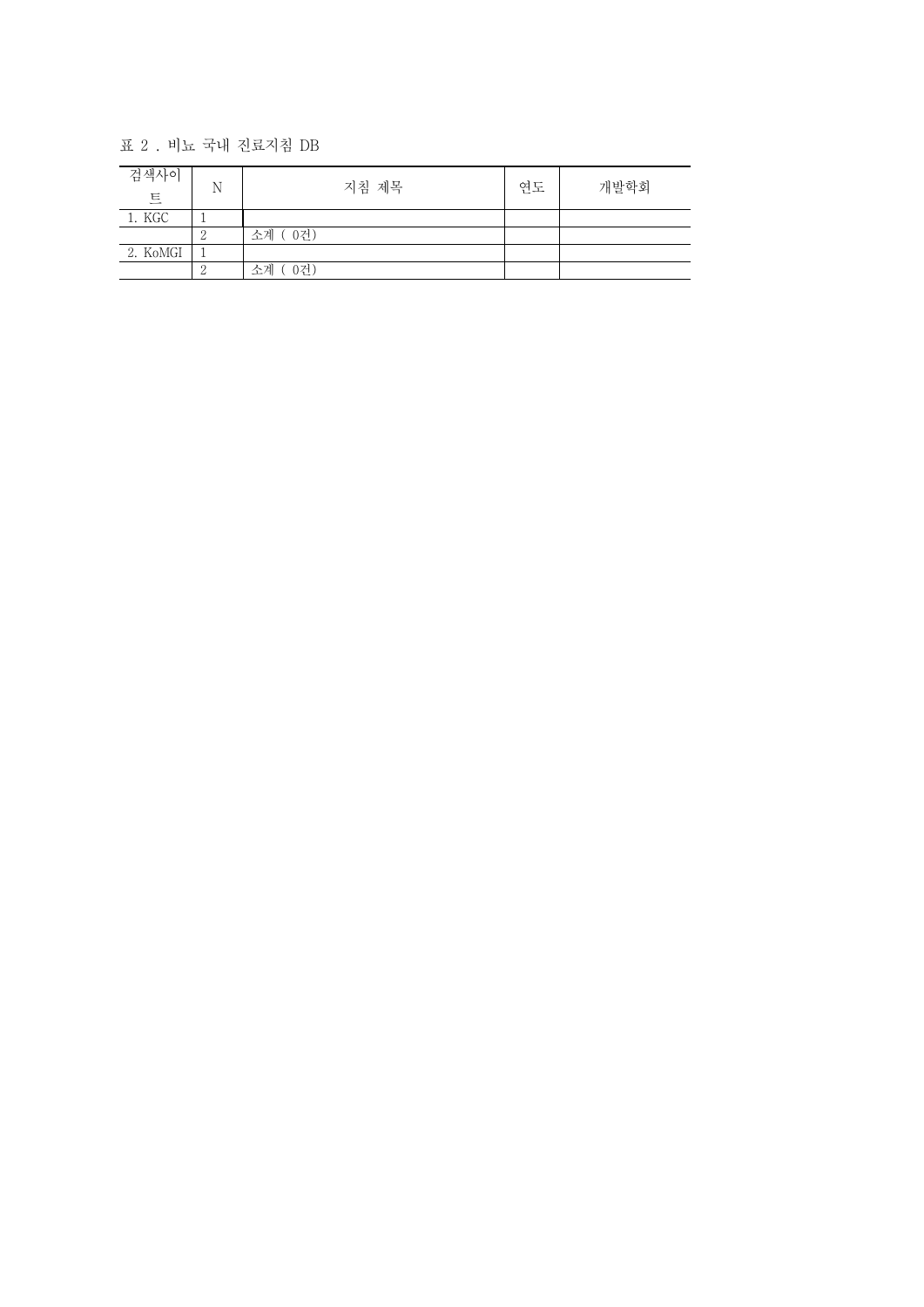표 2 . 비뇨 국내 진료지침 DB

| 검색사이트 | N | 지침 제목 | 연도 | 개발학회 |
|---|---|---|---|---|
| 1. KGC | 1 | | | |
| | 2 | 소계 ( 0건) | | |
| 2. KoMGI | 1 | | | |
| | 2 | 소계 ( 0건) | | |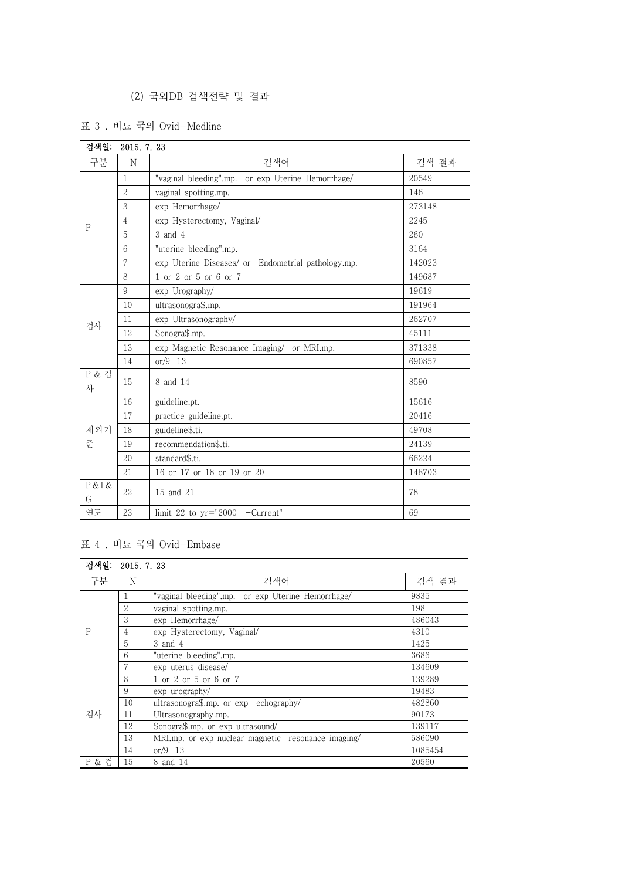### (2) 국외DB 검색전략 및 결과

표 3 . 비뇨 국외 Ovid-Medline

| 검색일: 2015. 7. 23 | | | |
|---|---|---|---|
| 구분 | N | 검색어 | 검색 결과 |
| P | 1 | "vaginal bleeding".mp. or exp Uterine Hemorrhage/ | 20549 |
| | 2 | vaginal spotting.mp. | 146 |
| | 3 | exp Hemorrhage/ | 273148 |
| | 4 | exp Hysterectomy, Vaginal/ | 2245 |
| | 5 | 3 and 4 | 260 |
| | 6 | "uterine bleeding".mp. | 3164 |
| | 7 | exp Uterine Diseases/ or Endometrial pathology.mp. | 142023 |
| | 8 | 1 or 2 or 5 or 6 or 7 | 149687 |
| 검사 | 9 | exp Urography/ | 19619 |
| | 10 | ultrasonogra$.mp. | 191964 |
| | 11 | exp Ultrasonography/ | 262707 |
| | 12 | Sonogra$.mp. | 45111 |
| | 13 | exp Magnetic Resonance Imaging/ or MRI.mp. | 371338 |
| | 14 | or/9-13 | 690857 |
| P & 검사 | 15 | 8 and 14 | 8590 |
| 제외기준 | 16 | guideline.pt. | 15616 |
| | 17 | practice guideline.pt. | 20416 |
| | 18 | guideline$.ti. | 49708 |
| | 19 | recommendation$.ti. | 24139 |
| | 20 | standard$.ti. | 66224 |
| | 21 | 16 or 17 or 18 or 19 or 20 | 148703 |
| P&I&G | 22 | 15 and 21 | 78 |
| 연도 | 23 | limit 22 to yr="2000 -Current" | 69 |

표 4 . 비뇨 국외 Ovid-Embase

| 검색일: 2015. 7. 23 | | | |
|---|---|---|---|
| 구분 | N | 검색어 | 검색 결과 |
| P | 1 | "vaginal bleeding".mp. or exp Uterine Hemorrhage/ | 9835 |
| | 2 | vaginal spotting.mp. | 198 |
| | 3 | exp Hemorrhage/ | 486043 |
| | 4 | exp Hysterectomy, Vaginal/ | 4310 |
| | 5 | 3 and 4 | 1425 |
| | 6 | "uterine bleeding".mp. | 3686 |
| | 7 | exp uterus disease/ | 134609 |
| 검사 | 8 | 1 or 2 or 5 or 6 or 7 | 139289 |
| | 9 | exp urography/ | 19483 |
| | 10 | ultrasonogra$.mp. or exp echography/ | 482860 |
| | 11 | Ultrasonography.mp. | 90173 |
| | 12 | Sonogra$.mp. or exp ultrasound/ | 139117 |
| | 13 | MRI.mp. or exp nuclear magnetic resonance imaging/ | 586090 |
| | 14 | or/9-13 | 1085454 |
| P & 검 | 15 | 8 and 14 | 20560 |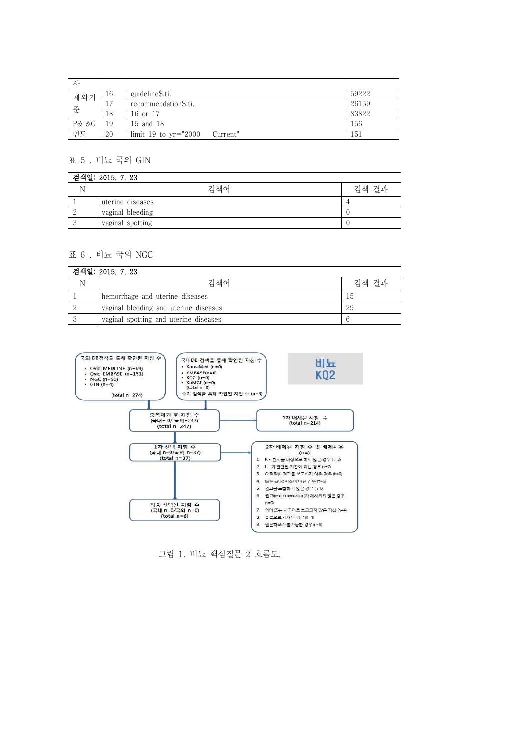| | | | |
|---|---|---|---|
| 사 | | | |
| 제외기준 | 16 | guideline$.ti. | 59222 |
| | 17 | recommendation$.ti. | 26159 |
| | 18 | 16 or 17 | 83822 |
| P&I&G | 19 | 15 and 18 | 156 |
| 연도 | 20 | limit 19 to yr="2000 -Current" | 151 |

표 5 . 비뇨 국외 GIN

| 검색일: 2015. 7. 23 | | |
|---|---|---|
| N | 검색어 | 검색 결과 |
| 1 | uterine diseases | 4 |
| 2 | vaginal bleeding | 0 |
| 3 | vaginal spotting | 0 |

표 6 . 비뇨 국외 NGC

| 검색일: 2015. 7. 23 | | |
|---|---|---|
| N | 검색어 | 검색 결과 |
| 1 | hemorrhage and uterine diseases | 15 |
| 2 | vaginal bleeding and uterine diseases | 29 |
| 3 | vaginal spotting and uterine diseases | 6 |

국외 DB검색을 통해 확인된 지침 수
- Ovid-MEDLINE (n=69)
- Ovid-EMBASE (n=151)
- NGC (n=50)
- GIN (n=4)

(total n=274)

국내DB 검색을 통해 확인된 지침 수
- KoreaMed (n=0)
- KMBASE(n=0)
- KGC (n=0)
- KoMGI (n=0)

(total n=0)

수기 검색을 통해 확인된 지침 수 (n=3)

비뇨 KQ2

중복제거 후 지침 수 (국내= 0/ 국외=247) (total n=247)

1차 배제된 지침 수 (total n=214)

1차 선택 지침 수 (국내 n=0/국외 n=37) (total n=37)

2차 배제된 지침 수 및 배제사유 (n=)
1. P- 환자를 대상으로 하지 않은 경우 (n=2)
2. I- 과 관련된 지침이 아닌 경우 (n=7)
3. O-적절한 결과를 보고하지 않은 경우 (n=0)
4. 임상진료지침이 아닌 경우 (n=6)
5. 권고를 포함하지 않은 경우 (n=0)
6. 권고(recommendation)가 제시되지 않은 경우 (n=0)
7. 영어 또는 한국어로 보고되지 않은 지침 (n=4)
8. 중복으로 게재된 경우 (n=4)
9. 원문확보가 불가능한 경우 (n=8)

최종 선택된 지침 수 (국내 n=0/국외 n=6) (total n=6)

그림 1. 비뇨 핵심질문 2 흐름도.